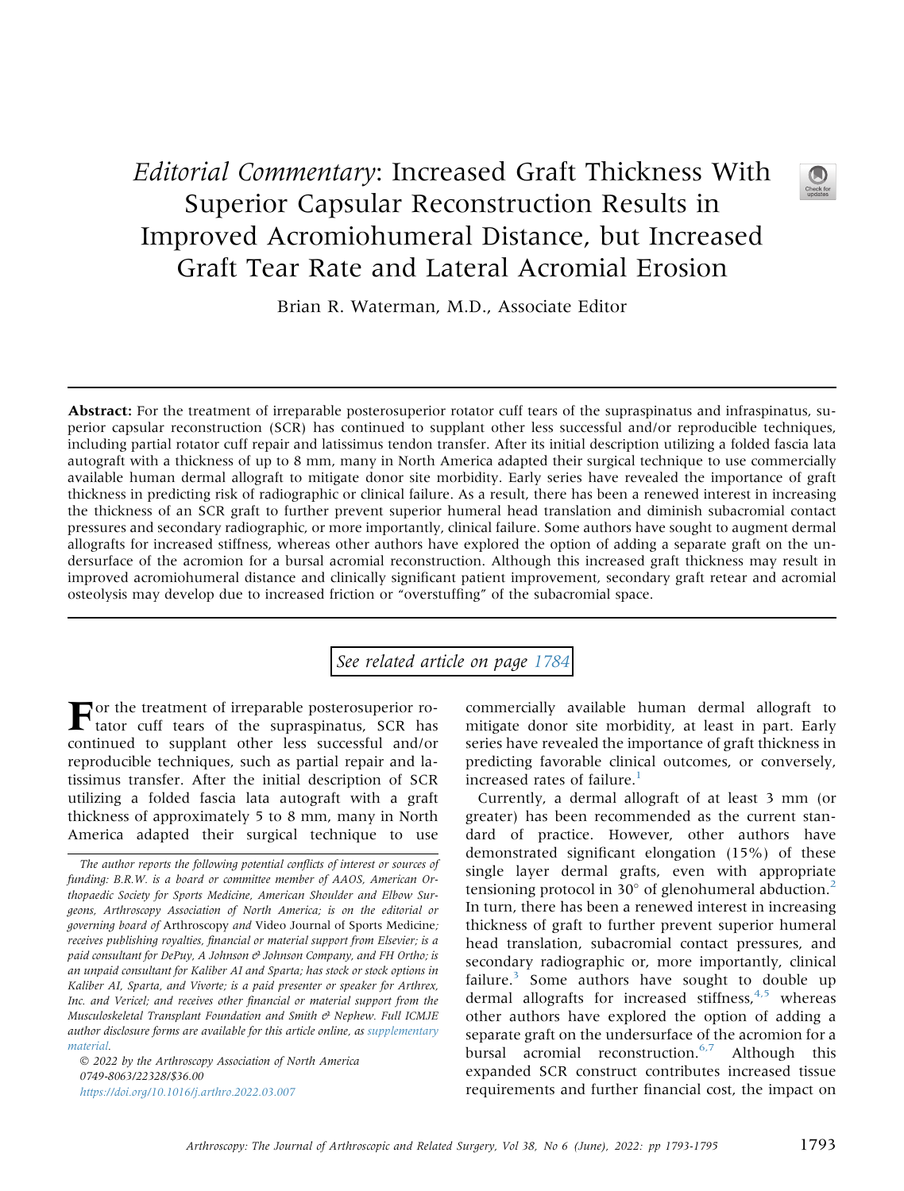# *Editorial Commentary*: Increased Graft Thickness With Superior Capsular Reconstruction Results in Improved Acromiohumeral Distance, but Increased Graft Tear Rate and Lateral Acromial Erosion

Brian R. Waterman, M.D., Associate Editor

**Abstract:** For the treatment of irreparable posterosuperior rotator cuff tears of the supraspinatus and infraspinatus, superior capsular reconstruction (SCR) has continued to supplant other less successful and/or reproducible techniques, including partial rotator cuff repair and latissimus tendon transfer. After its initial description utilizing a folded fascia lata autograft with a thickness of up to 8 mm, many in North America adapted their surgical technique to use commercially available human dermal allograft to mitigate donor site morbidity. Early series have revealed the importance of graft thickness in predicting risk of radiographic or clinical failure. As a result, there has been a renewed interest in increasing the thickness of an SCR graft to further prevent superior humeral head translation and diminish subacromial contact pressures and secondary radiographic, or more importantly, clinical failure. Some authors have sought to augment dermal allografts for increased stiffness, whereas other authors have explored the option of adding a separate graft on the undersurface of the acromion for a bursal acromial reconstruction. Although this increased graft thickness may result in improved acromiohumeral distance and clinically significant patient improvement, secondary graft retear and acromial osteolysis may develop due to increased friction or "overstuffing" of the subacromial space.

See related article on page 1784

For the treatment of irreparable posterosuperior rotator cuff tears of the supraspinatus, SCR has continued to supplant other less successful and/or reproducible techniques, such as partial repair and latissimus transfer. After the initial description of SCR utilizing a folded fascia lata autograft with a graft thickness of approximately 5 to 8 mm, many in North America adapted their surgical technique to use commercially available human dermal allograft to mitigate donor site morbidity, at least in part. Early series have revealed the importance of graft thickness in predicting favorable clinical outcomes, or conversely, increased rates of failure.[1]

Currently, a dermal allograft of at least 3 mm (or greater) has been recommended as the current standard of practice. However, other authors have demonstrated significant elongation (15%) of these single layer dermal grafts, even with appropriate tensioning protocol in 30° of glenohumeral abduction.[2] In turn, there has been a renewed interest in increasing thickness of graft to further prevent superior humeral head translation, subacromial contact pressures, and secondary radiographic or, more importantly, clinical failure.[3] Some authors have sought to double up dermal allografts for increased stiffness,[4,5] whereas other authors have explored the option of adding a separate graft on the undersurface of the acromion for a bursal acromial reconstruction.[6,7] Although this expanded SCR construct contributes increased tissue requirements and further financial cost, the impact on

*The author reports the following potential conflicts of interest or sources of funding: B.R.W. is a board or committee member of AAOS, American Orthopaedic Society for Sports Medicine, American Shoulder and Elbow Surgeons, Arthroscopy Association of North America; is on the editorial or governing board of* Arthroscopy *and* Video Journal of Sports Medicine*; receives publishing royalties, financial or material support from Elsevier; is a paid consultant for DePuy, A Johnson & Johnson Company, and FH Ortho; is an unpaid consultant for Kaliber AI and Sparta; has stock or stock options in Kaliber AI, Sparta, and Vivorte; is a paid presenter or speaker for Arthrex, Inc. and Vericel; and receives other financial or material support from the Musculoskeletal Transplant Foundation and Smith & Nephew. Full ICMJE author disclosure forms are available for this article online, as supplementary material.*

© 2022 by the Arthroscopy Association of North America
0749-8063/22328/$36.00
https://doi.org/10.1016/j.arthro.2022.03.007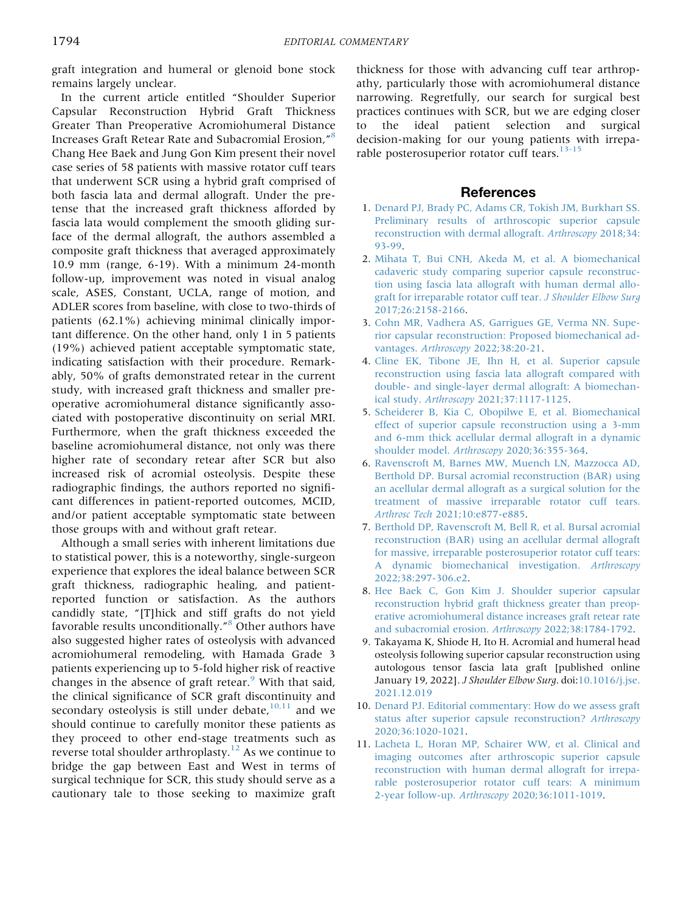graft integration and humeral or glenoid bone stock remains largely unclear.

In the current article entitled "Shoulder Superior Capsular Reconstruction Hybrid Graft Thickness Greater Than Preoperative Acromiohumeral Distance Increases Graft Retear Rate and Subacromial Erosion,"[8] Chang Hee Baek and Jung Gon Kim present their novel case series of 58 patients with massive rotator cuff tears that underwent SCR using a hybrid graft comprised of both fascia lata and dermal allograft. Under the pretense that the increased graft thickness afforded by fascia lata would complement the smooth gliding surface of the dermal allograft, the authors assembled a composite graft thickness that averaged approximately 10.9 mm (range, 6-19). With a minimum 24-month follow-up, improvement was noted in visual analog scale, ASES, Constant, UCLA, range of motion, and ADLER scores from baseline, with close to two-thirds of patients (62.1%) achieving minimal clinically important difference. On the other hand, only 1 in 5 patients (19%) achieved patient acceptable symptomatic state, indicating satisfaction with their procedure. Remarkably, 50% of grafts demonstrated retear in the current study, with increased graft thickness and smaller preoperative acromiohumeral distance significantly associated with postoperative discontinuity on serial MRI. Furthermore, when the graft thickness exceeded the baseline acromiohumeral distance, not only was there higher rate of secondary retear after SCR but also increased risk of acromial osteolysis. Despite these radiographic findings, the authors reported no significant differences in patient-reported outcomes, MCID, and/or patient acceptable symptomatic state between those groups with and without graft retear.

Although a small series with inherent limitations due to statistical power, this is a noteworthy, single-surgeon experience that explores the ideal balance between SCR graft thickness, radiographic healing, and patient-reported function or satisfaction. As the authors candidly state, "[T]hick and stiff grafts do not yield favorable results unconditionally."[8] Other authors have also suggested higher rates of osteolysis with advanced acromiohumeral remodeling, with Hamada Grade 3 patients experiencing up to 5-fold higher risk of reactive changes in the absence of graft retear.[9] With that said, the clinical significance of SCR graft discontinuity and secondary osteolysis is still under debate,[10,11] and we should continue to carefully monitor these patients as they proceed to other end-stage treatments such as reverse total shoulder arthroplasty.[12] As we continue to bridge the gap between East and West in terms of surgical technique for SCR, this study should serve as a cautionary tale to those seeking to maximize graft thickness for those with advancing cuff tear arthropathy, particularly those with acromiohumeral distance narrowing. Regretfully, our search for surgical best practices continues with SCR, but we are edging closer to the ideal patient selection and surgical decision-making for our young patients with irreparable posterosuperior rotator cuff tears.[13-15]

## References

1. Denard PJ, Brady PC, Adams CR, Tokish JM, Burkhart SS. Preliminary results of arthroscopic superior capsule reconstruction with dermal allograft. *Arthroscopy* 2018;34:93-99.
2. Mihata T, Bui CNH, Akeda M, et al. A biomechanical cadaveric study comparing superior capsule reconstruction using fascia lata allograft with human dermal allograft for irreparable rotator cuff tear. *J Shoulder Elbow Surg* 2017;26:2158-2166.
3. Cohn MR, Vadhera AS, Garrigues GE, Verma NN. Superior capsular reconstruction: Proposed biomechanical advantages. *Arthroscopy* 2022;38:20-21.
4. Cline EK, Tibone JE, Ihn H, et al. Superior capsule reconstruction using fascia lata allograft compared with double- and single-layer dermal allograft: A biomechanical study. *Arthroscopy* 2021;37:1117-1125.
5. Scheiderer B, Kia C, Obopilwe E, et al. Biomechanical effect of superior capsule reconstruction using a 3-mm and 6-mm thick acellular dermal allograft in a dynamic shoulder model. *Arthroscopy* 2020;36:355-364.
6. Ravenscroft M, Barnes MW, Muench LN, Mazzocca AD, Berthold DP. Bursal acromial reconstruction (BAR) using an acellular dermal allograft as a surgical solution for the treatment of massive irreparable rotator cuff tears. *Arthrosc Tech* 2021;10:e877-e885.
7. Berthold DP, Ravenscroft M, Bell R, et al. Bursal acromial reconstruction (BAR) using an acellular dermal allograft for massive, irreparable posterosuperior rotator cuff tears: A dynamic biomechanical investigation. *Arthroscopy* 2022;38:297-306.e2.
8. Hee Baek C, Gon Kim J. Shoulder superior capsular reconstruction hybrid graft thickness greater than preoperative acromiohumeral distance increases graft retear rate and subacromial erosion. *Arthroscopy* 2022;38:1784-1792.
9. Takayama K, Shiode H, Ito H. Acromial and humeral head osteolysis following superior capsular reconstruction using autologous tensor fascia lata graft [published online January 19, 2022]. *J Shoulder Elbow Surg*. doi:10.1016/j.jse.2021.12.019
10. Denard PJ. Editorial commentary: How do we assess graft status after superior capsule reconstruction? *Arthroscopy* 2020;36:1020-1021.
11. Lacheta L, Horan MP, Schairer WW, et al. Clinical and imaging outcomes after arthroscopic superior capsule reconstruction with human dermal allograft for irreparable posterosuperior rotator cuff tears: A minimum 2-year follow-up. *Arthroscopy* 2020;36:1011-1019.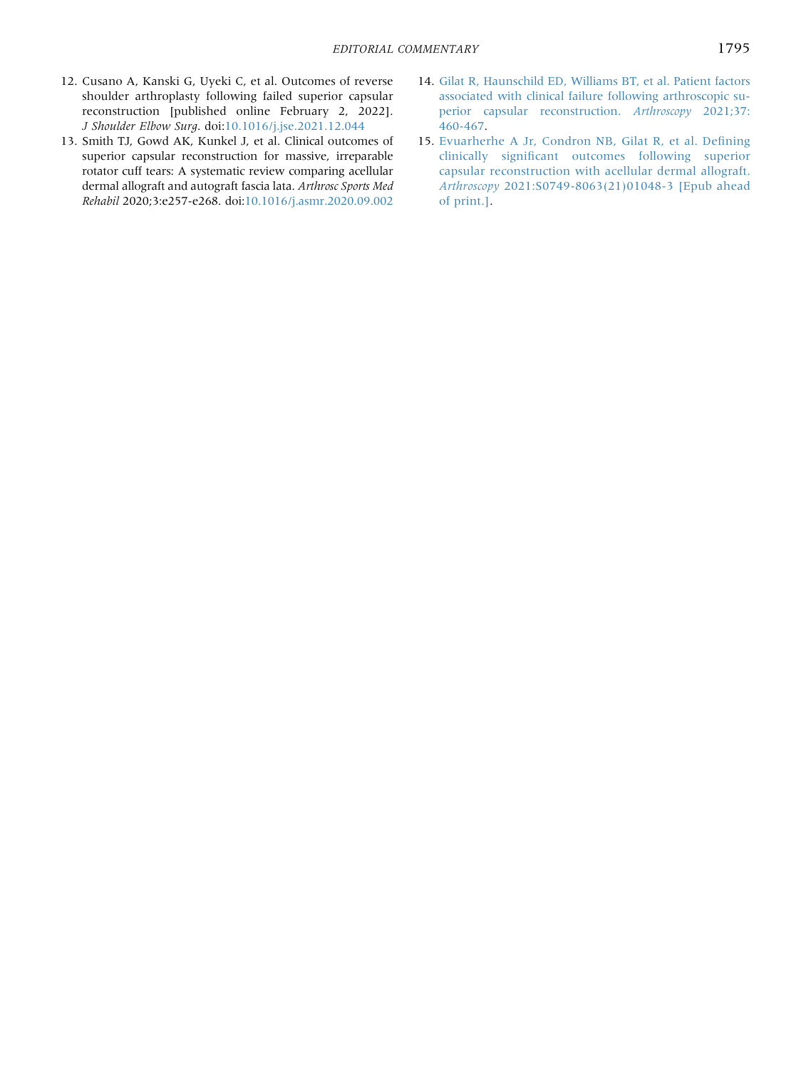12. Cusano A, Kanski G, Uyeki C, et al. Outcomes of reverse shoulder arthroplasty following failed superior capsular reconstruction [published online February 2, 2022]. *J Shoulder Elbow Surg*. doi:10.1016/j.jse.2021.12.044
13. Smith TJ, Gowd AK, Kunkel J, et al. Clinical outcomes of superior capsular reconstruction for massive, irreparable rotator cuff tears: A systematic review comparing acellular dermal allograft and autograft fascia lata. *Arthrosc Sports Med Rehabil* 2020;3:e257-e268. doi:10.1016/j.asmr.2020.09.002
14. Gilat R, Haunschild ED, Williams BT, et al. Patient factors associated with clinical failure following arthroscopic superior capsular reconstruction. *Arthroscopy* 2021;37:460-467.
15. Evuarherhe A Jr, Condron NB, Gilat R, et al. Defining clinically significant outcomes following superior capsular reconstruction with acellular dermal allograft. *Arthroscopy* 2021:S0749-8063(21)01048-3 [Epub ahead of print.].